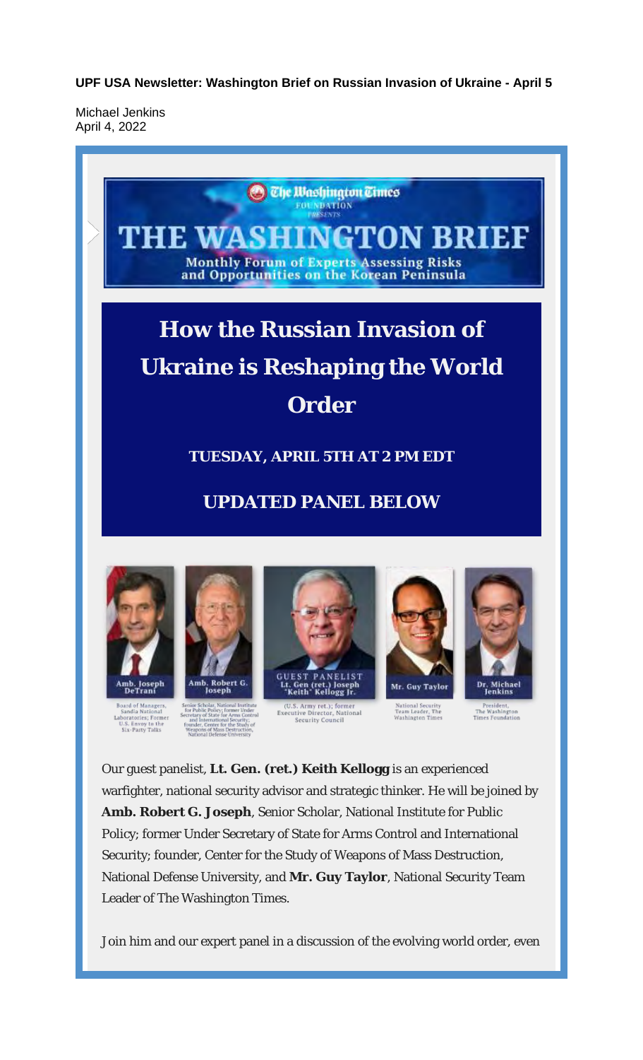**UPF USA Newsletter: Washington Brief on Russian Invasion of Ukraine - April 5**

Michael Jenkins
April 4, 2022

The Washington Times FOUNDATION PRESENTS

# THE WASHINGTON BRIEF

Monthly Forum of Experts Assessing Risks and Opportunities on the Korean Peninsula

# How the Russian Invasion of Ukraine is Reshaping the World Order

**TUESDAY, APRIL 5TH AT 2 PM EDT**

**UPDATED PANEL BELOW**

**Amb. Joseph DeTrani**
Board of Managers, Sandia National Laboratories; Former U.S. Envoy to the Six-Party Talks

**Amb. Robert G. Joseph**
Senior Scholar, National Institute for Public Policy; former Under Secretary of State for Arms Control and International Security; founder, Center for the Study of Weapons of Mass Destruction, National Defense University

GUEST PANELIST
**Lt. Gen (ret.) Joseph "Keith" Kellogg Jr.**
(U.S. Army ret.); former Executive Director, National Security Council

**Mr. Guy Taylor**
National Security Team Leader, The Washington Times

**Dr. Michael Jenkins**
President, The Washington Times Foundation

Our guest panelist, **Lt. Gen. (ret.) Keith Kellogg** is an experienced warfighter, national security advisor and strategic thinker. He will be joined by **Amb. Robert G. Joseph**, Senior Scholar, National Institute for Public Policy; former Under Secretary of State for Arms Control and International Security; founder, Center for the Study of Weapons of Mass Destruction, National Defense University, and **Mr. Guy Taylor**, National Security Team Leader of The Washington Times.

Join him and our expert panel in a discussion of the evolving world order, even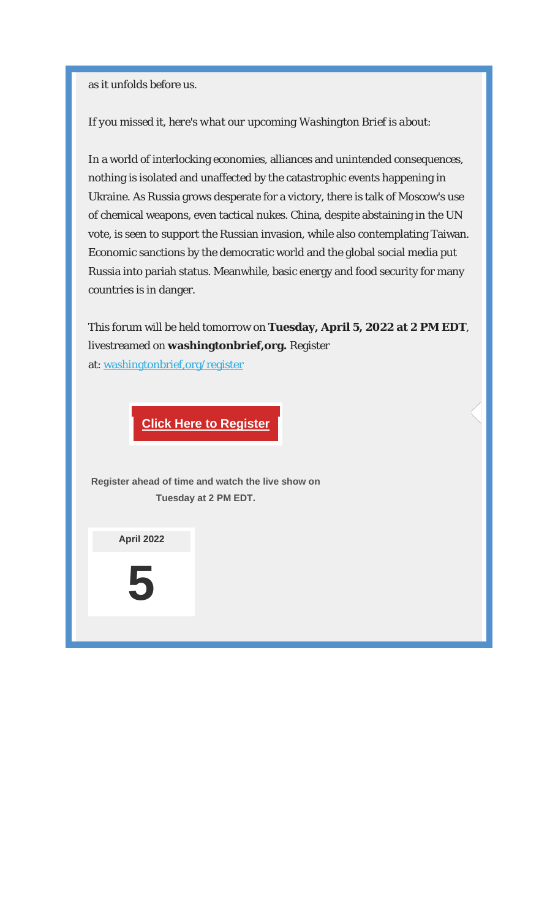as it unfolds before us.

*If you missed it, here's what our upcoming Washington Brief is about:*

In a world of interlocking economies, alliances and unintended consequences, nothing is isolated and unaffected by the catastrophic events happening in Ukraine. As Russia grows desperate for a victory, there is talk of Moscow's use of chemical weapons, even tactical nukes. China, despite abstaining in the UN vote, is seen to support the Russian invasion, while also contemplating Taiwan. Economic sanctions by the democratic world and the global social media put Russia into pariah status. Meanwhile, basic energy and food security for many countries is in danger.

This forum will be held tomorrow on **Tuesday, April 5, 2022 at 2 PM EDT**, livestreamed on **washingtonbrief,org.** Register at: washingtonbrief,org/register

**Click Here to Register**

**Register ahead of time and watch the live show on Tuesday at 2 PM EDT.**

**April 2022**

# 5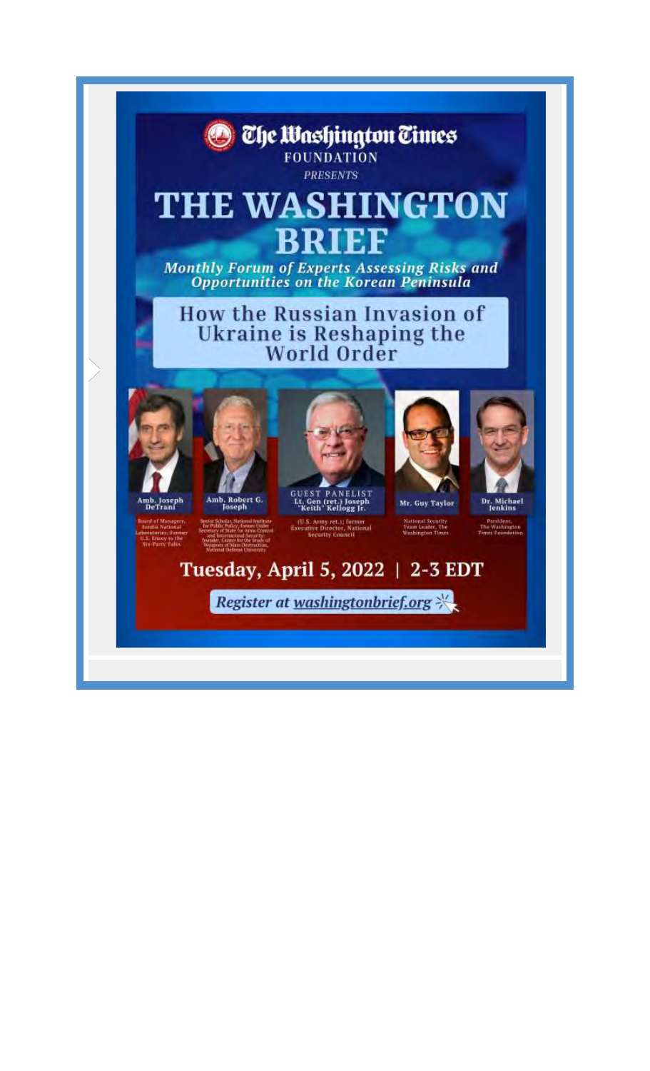The Washington Times FOUNDATION

*PRESENTS*

# THE WASHINGTON BRIEF

***Monthly Forum of Experts Assessing Risks and Opportunities on the Korean Peninsula***

## How the Russian Invasion of Ukraine is Reshaping the World Order

**Amb. Joseph DeTrani**
Board of Managers, Sandia National Laboratories; Former U.S. Envoy to the Six-Party Talks

**Amb. Robert G. Joseph**
Senior Scholar, National Institute for Public Policy; former Under Secretary of State for Arms Control and International Security; founder, Center for the Study of Weapons of Mass Destruction, National Defense University

GUEST PANELIST
**Lt. Gen (ret.) Joseph "Keith" Kellogg Jr.**
(U.S. Army ret.); former Executive Director, National Security Council

**Mr. Guy Taylor**
National Security Team Leader, The Washington Times

**Dr. Michael Jenkins**
President, The Washington Times Foundation

**Tuesday, April 5, 2022 | 2-3 EDT**

***Register at washingtonbrief.org***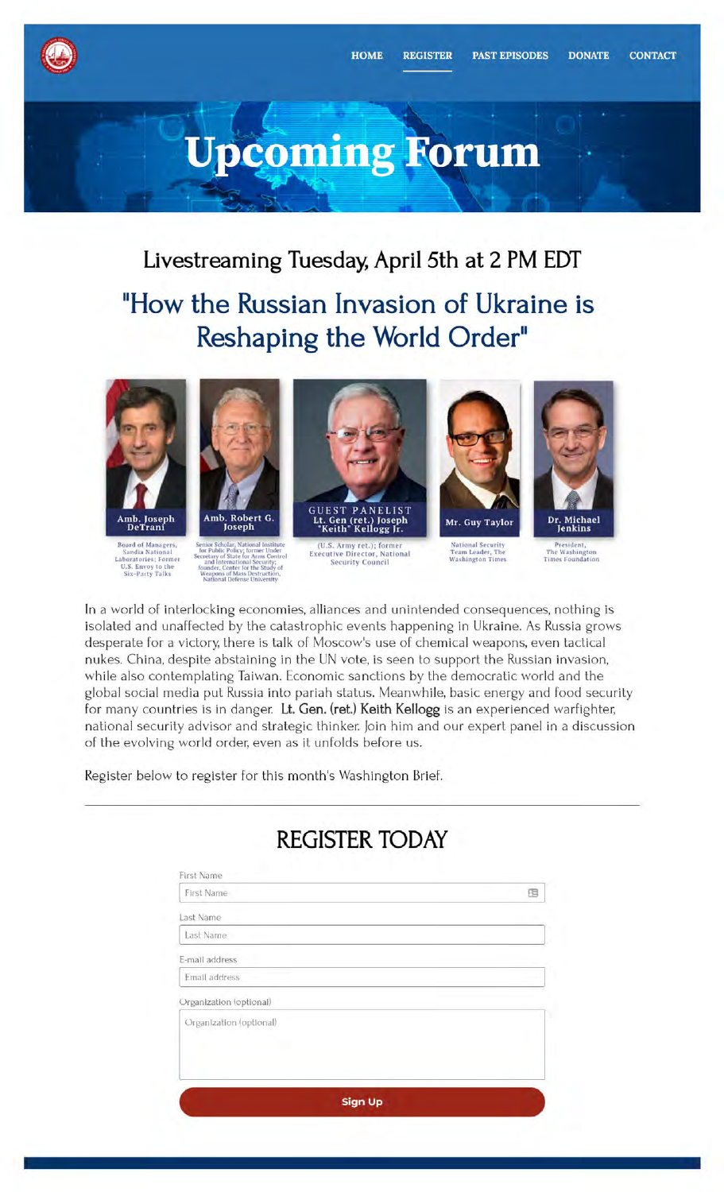HOME REGISTER PAST EPISODES DONATE CONTACT

# Upcoming Forum

## Livestreaming Tuesday, April 5th at 2 PM EDT

## "How the Russian Invasion of Ukraine is Reshaping the World Order"

**Amb. Joseph DeTrani**
Board of Managers, Sandia National Laboratories; Former U.S. Envoy to the Six-Party Talks

**Amb. Robert G. Joseph**
Senior Scholar, National Institute for Public Policy; former Under Secretary of State for Arms Control and International Security; founder, Center for the Study of Weapons of Mass Destruction, National Defense University

GUEST PANELIST
**Lt. Gen (ret.) Joseph "Keith" Kellogg Jr.**
(U.S. Army ret.); former Executive Director, National Security Council

**Mr. Guy Taylor**
National Security Team Leader, The Washington Times

**Dr. Michael Jenkins**
President, The Washington Times Foundation

In a world of interlocking economies, alliances and unintended consequences, nothing is isolated and unaffected by the catastrophic events happening in Ukraine. As Russia grows desperate for a victory, there is talk of Moscow's use of chemical weapons, even tactical nukes. China, despite abstaining in the UN vote, is seen to support the Russian invasion, while also contemplating Taiwan. Economic sanctions by the democratic world and the global social media put Russia into pariah status. Meanwhile, basic energy and food security for many countries is in danger. **Lt. Gen. (ret.) Keith Kellogg** is an experienced warfighter, national security advisor and strategic thinker. Join him and our expert panel in a discussion of the evolving world order, even as it unfolds before us.

Register below to register for this month's Washington Brief.

---

## REGISTER TODAY

First Name

Last Name

E-mail address

Organization (optional)

Sign Up